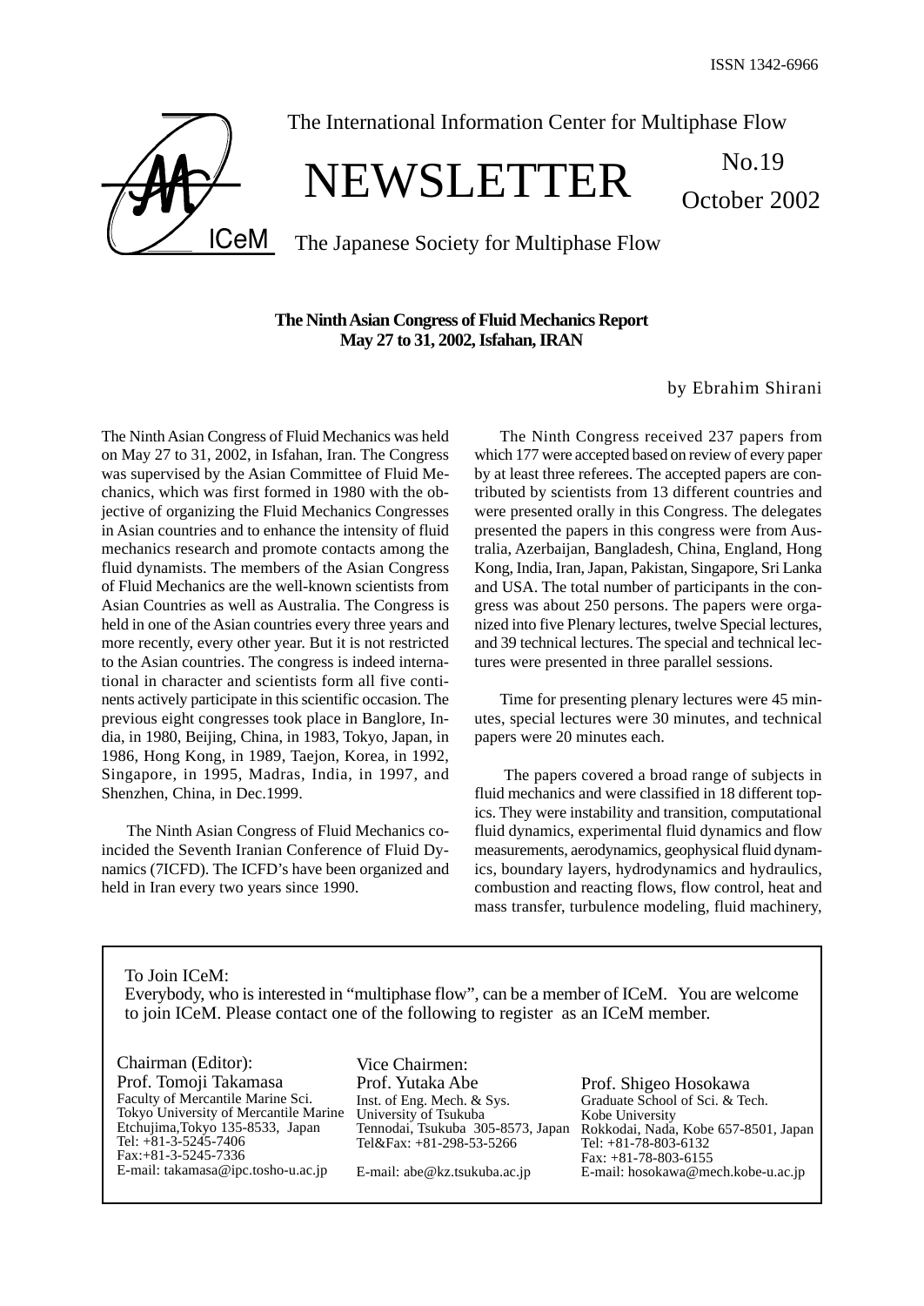ISSN 1342-6966

The International Information Center for Multiphase Flow

# NEWSLETTER

No.19
October 2002

The Japanese Society for Multiphase Flow

## The Ninth Asian Congress of Fluid Mechanics Report
## May 27 to 31, 2002, Isfahan, IRAN

by Ebrahim Shirani

The Ninth Asian Congress of Fluid Mechanics was held on May 27 to 31, 2002, in Isfahan, Iran. The Congress was supervised by the Asian Committee of Fluid Mechanics, which was first formed in 1980 with the objective of organizing the Fluid Mechanics Congresses in Asian countries and to enhance the intensity of fluid mechanics research and promote contacts among the fluid dynamists. The members of the Asian Congress of Fluid Mechanics are the well-known scientists from Asian Countries as well as Australia. The Congress is held in one of the Asian countries every three years and more recently, every other year. But it is not restricted to the Asian countries. The congress is indeed international in character and scientists form all five continents actively participate in this scientific occasion. The previous eight congresses took place in Banglore, India, in 1980, Beijing, China, in 1983, Tokyo, Japan, in 1986, Hong Kong, in 1989, Taejon, Korea, in 1992, Singapore, in 1995, Madras, India, in 1997, and Shenzhen, China, in Dec.1999.

The Ninth Asian Congress of Fluid Mechanics coincided the Seventh Iranian Conference of Fluid Dynamics (7ICFD). The ICFD's have been organized and held in Iran every two years since 1990.

The Ninth Congress received 237 papers from which 177 were accepted based on review of every paper by at least three referees. The accepted papers are contributed by scientists from 13 different countries and were presented orally in this Congress. The delegates presented the papers in this congress were from Australia, Azerbaijan, Bangladesh, China, England, Hong Kong, India, Iran, Japan, Pakistan, Singapore, Sri Lanka and USA. The total number of participants in the congress was about 250 persons. The papers were organized into five Plenary lectures, twelve Special lectures, and 39 technical lectures. The special and technical lectures were presented in three parallel sessions.

Time for presenting plenary lectures were 45 minutes, special lectures were 30 minutes, and technical papers were 20 minutes each.

The papers covered a broad range of subjects in fluid mechanics and were classified in 18 different topics. They were instability and transition, computational fluid dynamics, experimental fluid dynamics and flow measurements, aerodynamics, geophysical fluid dynamics, boundary layers, hydrodynamics and hydraulics, combustion and reacting flows, flow control, heat and mass transfer, turbulence modeling, fluid machinery,

---

To Join ICeM:
Everybody, who is interested in "multiphase flow", can be a member of ICeM. You are welcome to join ICeM. Please contact one of the following to register as an ICeM member.

Chairman (Editor):
Prof. Tomoji Takamasa
Faculty of Mercantile Marine Sci.
Tokyo University of Mercantile Marine
Etchujima,Tokyo 135-8533, Japan
Tel: +81-3-5245-7406
Fax:+81-3-5245-7336
E-mail: takamasa@ipc.tosho-u.ac.jp

Vice Chairmen:
Prof. Yutaka Abe
Inst. of Eng. Mech. & Sys.
University of Tsukuba
Tennodai, Tsukuba 305-8573, Japan
Tel&Fax: +81-298-53-5266
E-mail: abe@kz.tsukuba.ac.jp

Prof. Shigeo Hosokawa
Graduate School of Sci. & Tech.
Kobe University
Rokkodai, Nada, Kobe 657-8501, Japan
Tel: +81-78-803-6132
Fax: +81-78-803-6155
E-mail: hosokawa@mech.kobe-u.ac.jp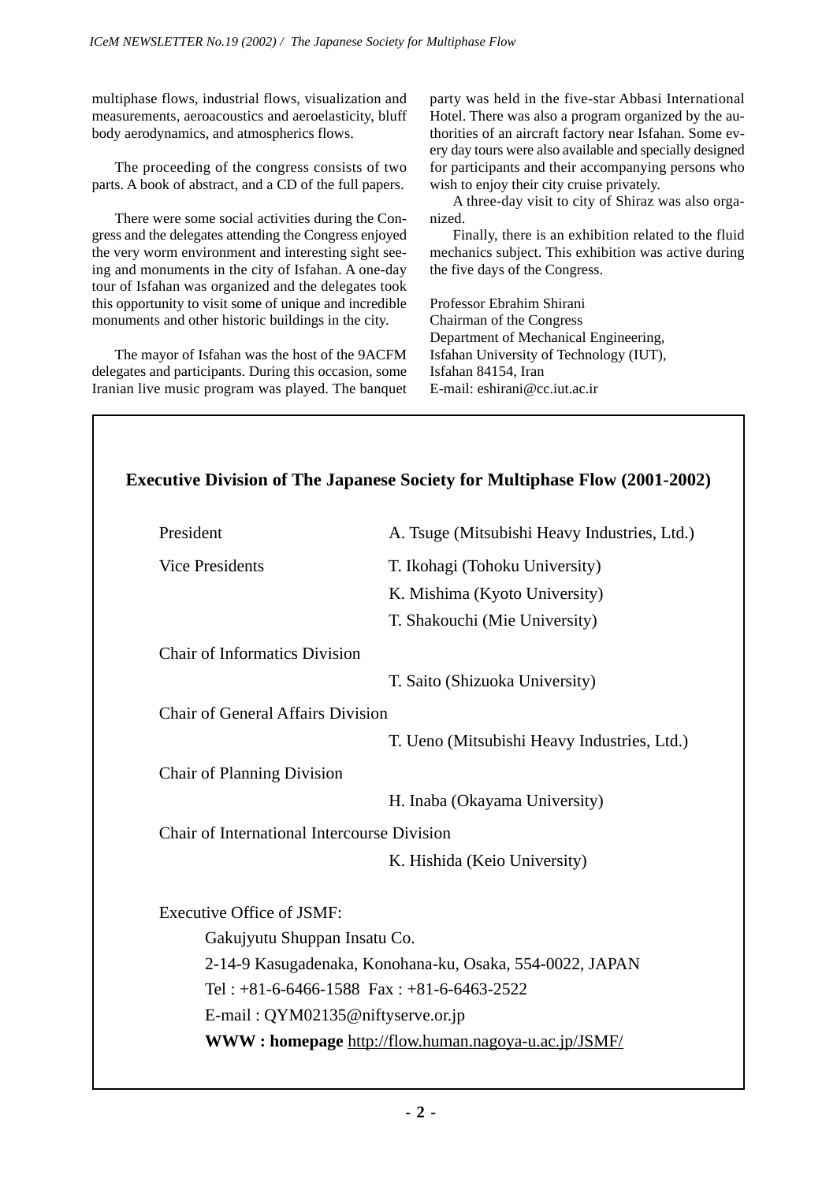multiphase flows, industrial flows, visualization and measurements, aeroacoustics and aeroelasticity, bluff body aerodynamics, and atmospherics flows.

The proceeding of the congress consists of two parts. A book of abstract, and a CD of the full papers.

There were some social activities during the Congress and the delegates attending the Congress enjoyed the very worm environment and interesting sight seeing and monuments in the city of Isfahan. A one-day tour of Isfahan was organized and the delegates took this opportunity to visit some of unique and incredible monuments and other historic buildings in the city.

The mayor of Isfahan was the host of the 9ACFM delegates and participants. During this occasion, some Iranian live music program was played. The banquet party was held in the five-star Abbasi International Hotel. There was also a program organized by the authorities of an aircraft factory near Isfahan. Some every day tours were also available and specially designed for participants and their accompanying persons who wish to enjoy their city cruise privately.

A three-day visit to city of Shiraz was also organized.

Finally, there is an exhibition related to the fluid mechanics subject. This exhibition was active during the five days of the Congress.

Professor Ebrahim Shirani
Chairman of the Congress
Department of Mechanical Engineering,
Isfahan University of Technology (IUT),
Isfahan 84154, Iran
E-mail: eshirani@cc.iut.ac.ir

## Executive Division of The Japanese Society for Multiphase Flow (2001-2002)

| | |
|---|---|
| President | A. Tsuge (Mitsubishi Heavy Industries, Ltd.) |
| Vice Presidents | T. Ikohagi (Tohoku University) |
| | K. Mishima (Kyoto University) |
| | T. Shakouchi (Mie University) |
| Chair of Informatics Division | |
| | T. Saito (Shizuoka University) |
| Chair of General Affairs Division | |
| | T. Ueno (Mitsubishi Heavy Industries, Ltd.) |
| Chair of Planning Division | |
| | H. Inaba (Okayama University) |
| Chair of International Intercourse Division | |
| | K. Hishida (Keio University) |

Executive Office of JSMF:

Gakujyutu Shuppan Insatu Co.
2-14-9 Kasugadenaka, Konohana-ku, Osaka, 554-0022, JAPAN
Tel : +81-6-6466-1588 Fax : +81-6-6463-2522
E-mail : QYM02135@niftyserve.or.jp
**WWW : homepage** http://flow.human.nagoya-u.ac.jp/JSMF/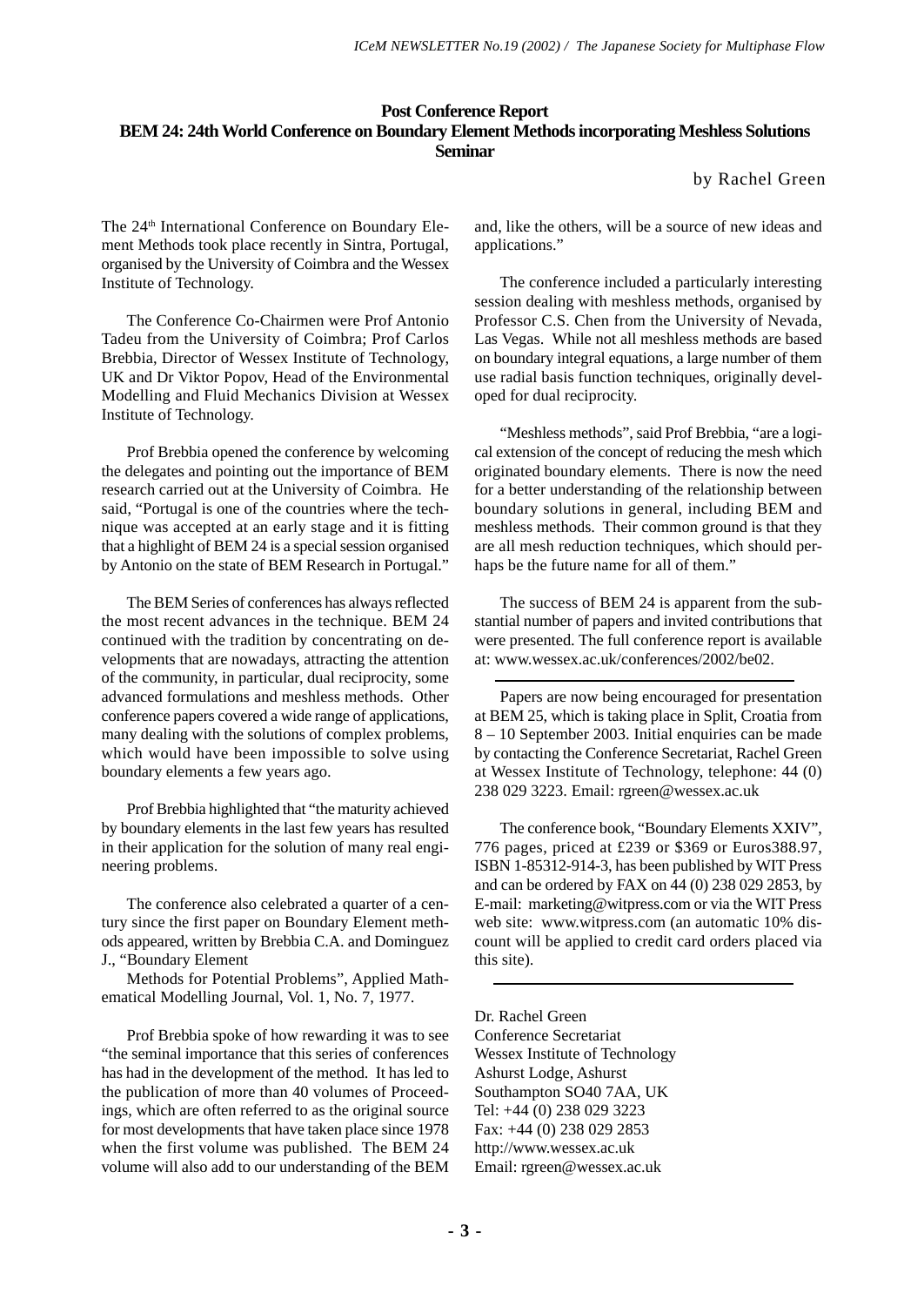# Post Conference Report
# BEM 24: 24th World Conference on Boundary Element Methods incorporating Meshless Solutions Seminar

by Rachel Green

The 24[th] International Conference on Boundary Element Methods took place recently in Sintra, Portugal, organised by the University of Coimbra and the Wessex Institute of Technology.

The Conference Co-Chairmen were Prof Antonio Tadeu from the University of Coimbra; Prof Carlos Brebbia, Director of Wessex Institute of Technology, UK and Dr Viktor Popov, Head of the Environmental Modelling and Fluid Mechanics Division at Wessex Institute of Technology.

Prof Brebbia opened the conference by welcoming the delegates and pointing out the importance of BEM research carried out at the University of Coimbra. He said, "Portugal is one of the countries where the technique was accepted at an early stage and it is fitting that a highlight of BEM 24 is a special session organised by Antonio on the state of BEM Research in Portugal."

The BEM Series of conferences has always reflected the most recent advances in the technique. BEM 24 continued with the tradition by concentrating on developments that are nowadays, attracting the attention of the community, in particular, dual reciprocity, some advanced formulations and meshless methods. Other conference papers covered a wide range of applications, many dealing with the solutions of complex problems, which would have been impossible to solve using boundary elements a few years ago.

Prof Brebbia highlighted that "the maturity achieved by boundary elements in the last few years has resulted in their application for the solution of many real engineering problems.

The conference also celebrated a quarter of a century since the first paper on Boundary Element methods appeared, written by Brebbia C.A. and Dominguez J., "Boundary Element

Methods for Potential Problems", Applied Mathematical Modelling Journal, Vol. 1, No. 7, 1977.

Prof Brebbia spoke of how rewarding it was to see "the seminal importance that this series of conferences has had in the development of the method. It has led to the publication of more than 40 volumes of Proceedings, which are often referred to as the original source for most developments that have taken place since 1978 when the first volume was published. The BEM 24 volume will also add to our understanding of the BEM and, like the others, will be a source of new ideas and applications."

The conference included a particularly interesting session dealing with meshless methods, organised by Professor C.S. Chen from the University of Nevada, Las Vegas. While not all meshless methods are based on boundary integral equations, a large number of them use radial basis function techniques, originally developed for dual reciprocity.

"Meshless methods", said Prof Brebbia, "are a logical extension of the concept of reducing the mesh which originated boundary elements. There is now the need for a better understanding of the relationship between boundary solutions in general, including BEM and meshless methods. Their common ground is that they are all mesh reduction techniques, which should perhaps be the future name for all of them."

The success of BEM 24 is apparent from the substantial number of papers and invited contributions that were presented. The full conference report is available at: www.wessex.ac.uk/conferences/2002/be02.

---

Papers are now being encouraged for presentation at BEM 25, which is taking place in Split, Croatia from 8 – 10 September 2003. Initial enquiries can be made by contacting the Conference Secretariat, Rachel Green at Wessex Institute of Technology, telephone: 44 (0) 238 029 3223. Email: rgreen@wessex.ac.uk

The conference book, "Boundary Elements XXIV", 776 pages, priced at £239 or $369 or Euros388.97, ISBN 1-85312-914-3, has been published by WIT Press and can be ordered by FAX on 44 (0) 238 029 2853, by E-mail: marketing@witpress.com or via the WIT Press web site: www.witpress.com (an automatic 10% discount will be applied to credit card orders placed via this site).

---

Dr. Rachel Green
Conference Secretariat
Wessex Institute of Technology
Ashurst Lodge, Ashurst
Southampton SO40 7AA, UK
Tel: +44 (0) 238 029 3223
Fax: +44 (0) 238 029 2853
http://www.wessex.ac.uk
Email: rgreen@wessex.ac.uk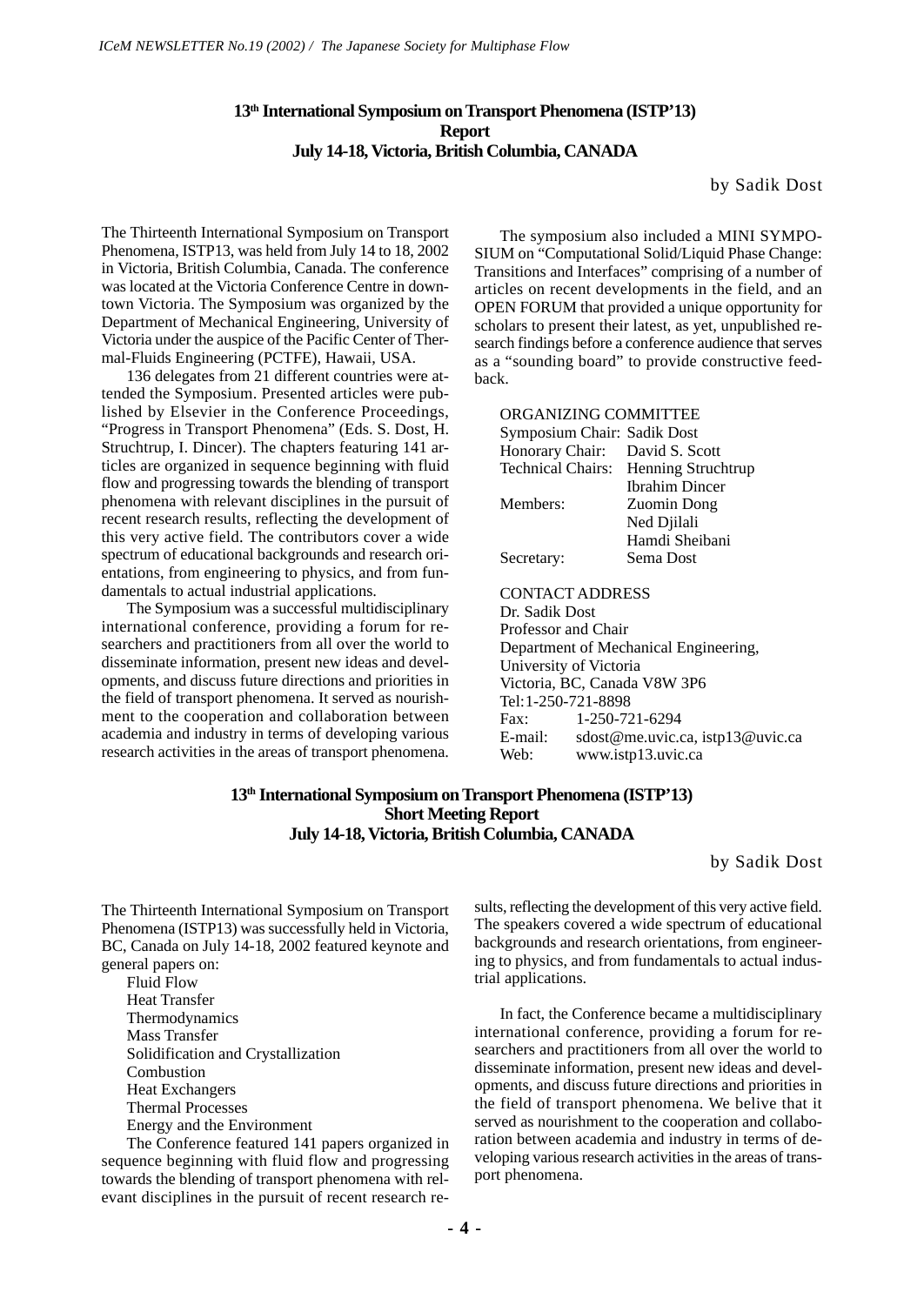## 13th International Symposium on Transport Phenomena (ISTP'13) Report July 14-18, Victoria, British Columbia, CANADA

by Sadik Dost

The Thirteenth International Symposium on Transport Phenomena, ISTP13, was held from July 14 to 18, 2002 in Victoria, British Columbia, Canada. The conference was located at the Victoria Conference Centre in downtown Victoria. The Symposium was organized by the Department of Mechanical Engineering, University of Victoria under the auspice of the Pacific Center of Thermal-Fluids Engineering (PCTFE), Hawaii, USA.

136 delegates from 21 different countries were attended the Symposium. Presented articles were published by Elsevier in the Conference Proceedings, "Progress in Transport Phenomena" (Eds. S. Dost, H. Struchtrup, I. Dincer). The chapters featuring 141 articles are organized in sequence beginning with fluid flow and progressing towards the blending of transport phenomena with relevant disciplines in the pursuit of recent research results, reflecting the development of this very active field. The contributors cover a wide spectrum of educational backgrounds and research orientations, from engineering to physics, and from fundamentals to actual industrial applications.

The Symposium was a successful multidisciplinary international conference, providing a forum for researchers and practitioners from all over the world to disseminate information, present new ideas and developments, and discuss future directions and priorities in the field of transport phenomena. It served as nourishment to the cooperation and collaboration between academia and industry in terms of developing various research activities in the areas of transport phenomena.

The symposium also included a MINI SYMPOSIUM on "Computational Solid/Liquid Phase Change: Transitions and Interfaces" comprising of a number of articles on recent developments in the field, and an OPEN FORUM that provided a unique opportunity for scholars to present their latest, as yet, unpublished research findings before a conference audience that serves as a "sounding board" to provide constructive feedback.

ORGANIZING COMMITTEE

Symposium Chair: Sadik Dost
Honorary Chair: David S. Scott
Technical Chairs: Henning Struchtrup, Ibrahim Dincer
Members: Zuomin Dong, Ned Djilali, Hamdi Sheibani
Secretary: Sema Dost

CONTACT ADDRESS

Dr. Sadik Dost
Professor and Chair
Department of Mechanical Engineering,
University of Victoria
Victoria, BC, Canada V8W 3P6
Tel:1-250-721-8898
Fax: 1-250-721-6294
E-mail: sdost@me.uvic.ca, istp13@uvic.ca
Web: www.istp13.uvic.ca

## 13th International Symposium on Transport Phenomena (ISTP'13) Short Meeting Report July 14-18, Victoria, British Columbia, CANADA

by Sadik Dost

The Thirteenth International Symposium on Transport Phenomena (ISTP13) was successfully held in Victoria, BC, Canada on July 14-18, 2002 featured keynote and general papers on:

- Fluid Flow
- Heat Transfer
- Thermodynamics
- Mass Transfer
- Solidification and Crystallization
- Combustion
- Heat Exchangers
- Thermal Processes
- Energy and the Environment

The Conference featured 141 papers organized in sequence beginning with fluid flow and progressing towards the blending of transport phenomena with relevant disciplines in the pursuit of recent research results, reflecting the development of this very active field. The speakers covered a wide spectrum of educational backgrounds and research orientations, from engineering to physics, and from fundamentals to actual industrial applications.

In fact, the Conference became a multidisciplinary international conference, providing a forum for researchers and practitioners from all over the world to disseminate information, present new ideas and developments, and discuss future directions and priorities in the field of transport phenomena. We belive that it served as nourishment to the cooperation and collaboration between academia and industry in terms of developing various research activities in the areas of transport phenomena.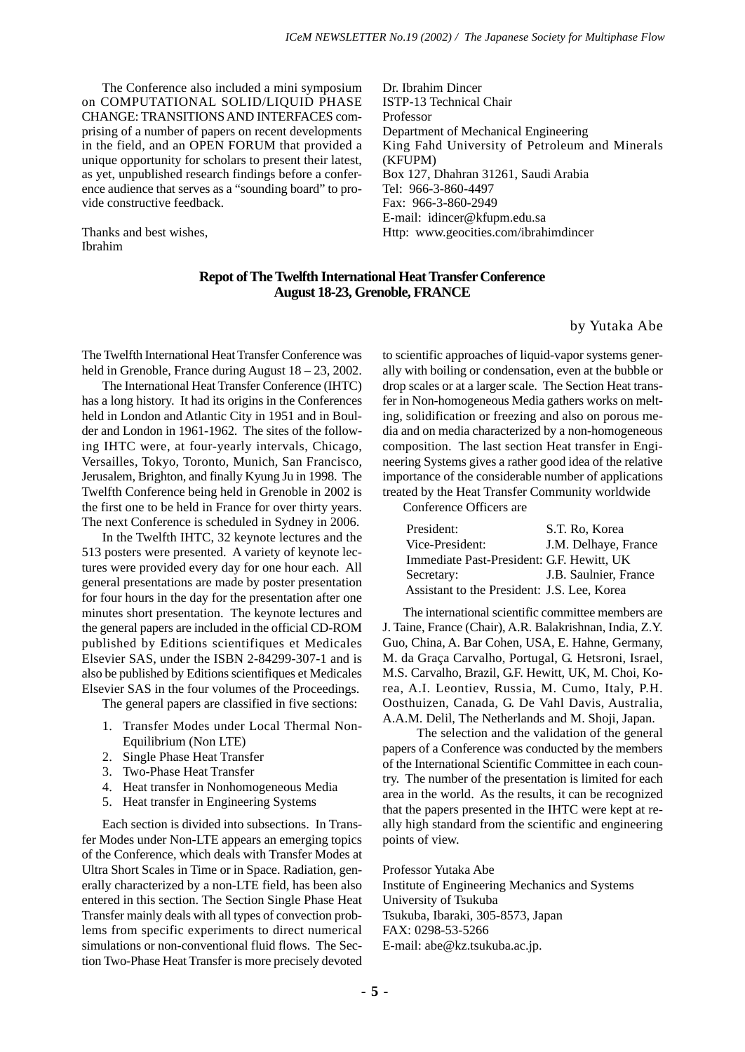The Conference also included a mini symposium on COMPUTATIONAL SOLID/LIQUID PHASE CHANGE: TRANSITIONS AND INTERFACES comprising of a number of papers on recent developments in the field, and an OPEN FORUM that provided a unique opportunity for scholars to present their latest, as yet, unpublished research findings before a conference audience that serves as a "sounding board" to provide constructive feedback.

Thanks and best wishes,
Ibrahim

Dr. Ibrahim Dincer
ISTP-13 Technical Chair
Professor
Department of Mechanical Engineering
King Fahd University of Petroleum and Minerals (KFUPM)
Box 127, Dhahran 31261, Saudi Arabia
Tel: 966-3-860-4497
Fax: 966-3-860-2949
E-mail: idincer@kfupm.edu.sa
Http: www.geocities.com/ibrahimdincer

## Repot of The Twelfth International Heat Transfer Conference August 18-23, Grenoble, FRANCE

by Yutaka Abe

The Twelfth International Heat Transfer Conference was held in Grenoble, France during August 18 – 23, 2002.

The International Heat Transfer Conference (IHTC) has a long history. It had its origins in the Conferences held in London and Atlantic City in 1951 and in Boulder and London in 1961-1962. The sites of the following IHTC were, at four-yearly intervals, Chicago, Versailles, Tokyo, Toronto, Munich, San Francisco, Jerusalem, Brighton, and finally Kyung Ju in 1998. The Twelfth Conference being held in Grenoble in 2002 is the first one to be held in France for over thirty years. The next Conference is scheduled in Sydney in 2006.

In the Twelfth IHTC, 32 keynote lectures and the 513 posters were presented. A variety of keynote lectures were provided every day for one hour each. All general presentations are made by poster presentation for four hours in the day for the presentation after one minutes short presentation. The keynote lectures and the general papers are included in the official CD-ROM published by Editions scientifiques et Medicales Elsevier SAS, under the ISBN 2-84299-307-1 and is also be published by Editions scientifiques et Medicales Elsevier SAS in the four volumes of the Proceedings.

The general papers are classified in five sections:

1. Transfer Modes under Local Thermal Non-Equilibrium (Non LTE)
2. Single Phase Heat Transfer
3. Two-Phase Heat Transfer
4. Heat transfer in Nonhomogeneous Media
5. Heat transfer in Engineering Systems

Each section is divided into subsections. In Transfer Modes under Non-LTE appears an emerging topics of the Conference, which deals with Transfer Modes at Ultra Short Scales in Time or in Space. Radiation, generally characterized by a non-LTE field, has been also entered in this section. The Section Single Phase Heat Transfer mainly deals with all types of convection problems from specific experiments to direct numerical simulations or non-conventional fluid flows. The Section Two-Phase Heat Transfer is more precisely devoted to scientific approaches of liquid-vapor systems generally with boiling or condensation, even at the bubble or drop scales or at a larger scale. The Section Heat transfer in Non-homogeneous Media gathers works on melting, solidification or freezing and also on porous media and on media characterized by a non-homogeneous composition. The last section Heat transfer in Engineering Systems gives a rather good idea of the relative importance of the considerable number of applications treated by the Heat Transfer Community worldwide

Conference Officers are

| | |
|---|---|
| President: | S.T. Ro, Korea |
| Vice-President: | J.M. Delhaye, France |
| Immediate Past-President: | G.F. Hewitt, UK |
| Secretary: | J.B. Saulnier, France |
| Assistant to the President: | J.S. Lee, Korea |

The international scientific committee members are J. Taine, France (Chair), A.R. Balakrishnan, India, Z.Y. Guo, China, A. Bar Cohen, USA, E. Hahne, Germany, M. da Graça Carvalho, Portugal, G. Hetsroni, Israel, M.S. Carvalho, Brazil, G.F. Hewitt, UK, M. Choi, Korea, A.I. Leontiev, Russia, M. Cumo, Italy, P.H. Oosthuizen, Canada, G. De Vahl Davis, Australia, A.A.M. Delil, The Netherlands and M. Shoji, Japan.

The selection and the validation of the general papers of a Conference was conducted by the members of the International Scientific Committee in each country. The number of the presentation is limited for each area in the world. As the results, it can be recognized that the papers presented in the IHTC were kept at really high standard from the scientific and engineering points of view.

Professor Yutaka Abe
Institute of Engineering Mechanics and Systems
University of Tsukuba
Tsukuba, Ibaraki, 305-8573, Japan
FAX: 0298-53-5266
E-mail: abe@kz.tsukuba.ac.jp.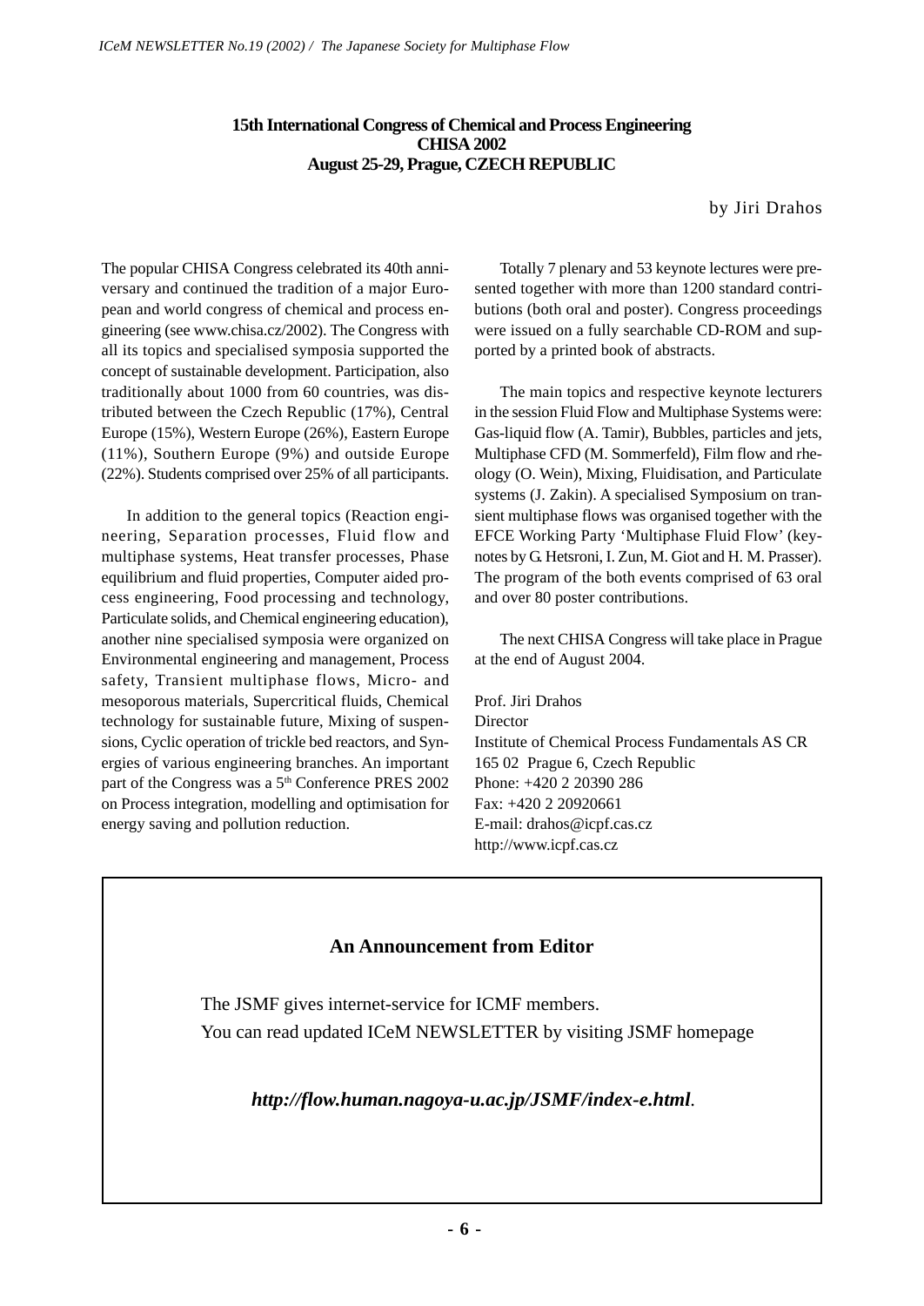## 15th International Congress of Chemical and Process Engineering CHISA 2002 August 25-29, Prague, CZECH REPUBLIC

by Jiri Drahos

The popular CHISA Congress celebrated its 40th anniversary and continued the tradition of a major European and world congress of chemical and process engineering (see www.chisa.cz/2002). The Congress with all its topics and specialised symposia supported the concept of sustainable development. Participation, also traditionally about 1000 from 60 countries, was distributed between the Czech Republic (17%), Central Europe (15%), Western Europe (26%), Eastern Europe (11%), Southern Europe (9%) and outside Europe (22%). Students comprised over 25% of all participants.

In addition to the general topics (Reaction engineering, Separation processes, Fluid flow and multiphase systems, Heat transfer processes, Phase equilibrium and fluid properties, Computer aided process engineering, Food processing and technology, Particulate solids, and Chemical engineering education), another nine specialised symposia were organized on Environmental engineering and management, Process safety, Transient multiphase flows, Micro- and mesoporous materials, Supercritical fluids, Chemical technology for sustainable future, Mixing of suspensions, Cyclic operation of trickle bed reactors, and Synergies of various engineering branches. An important part of the Congress was a 5th Conference PRES 2002 on Process integration, modelling and optimisation for energy saving and pollution reduction.

Totally 7 plenary and 53 keynote lectures were presented together with more than 1200 standard contributions (both oral and poster). Congress proceedings were issued on a fully searchable CD-ROM and supported by a printed book of abstracts.

The main topics and respective keynote lecturers in the session Fluid Flow and Multiphase Systems were: Gas-liquid flow (A. Tamir), Bubbles, particles and jets, Multiphase CFD (M. Sommerfeld), Film flow and rheology (O. Wein), Mixing, Fluidisation, and Particulate systems (J. Zakin). A specialised Symposium on transient multiphase flows was organised together with the EFCE Working Party 'Multiphase Fluid Flow' (keynotes by G. Hetsroni, I. Zun, M. Giot and H. M. Prasser). The program of the both events comprised of 63 oral and over 80 poster contributions.

The next CHISA Congress will take place in Prague at the end of August 2004.

Prof. Jiri Drahos
Director
Institute of Chemical Process Fundamentals AS CR
165 02 Prague 6, Czech Republic
Phone: +420 2 20390 286
Fax: +420 2 20920661
E-mail: drahos@icpf.cas.cz
http://www.icpf.cas.cz

---

### An Announcement from Editor

The JSMF gives internet-service for ICMF members.
You can read updated ICeM NEWSLETTER by visiting JSMF homepage

***http://flow.human.nagoya-u.ac.jp/JSMF/index-e.html***.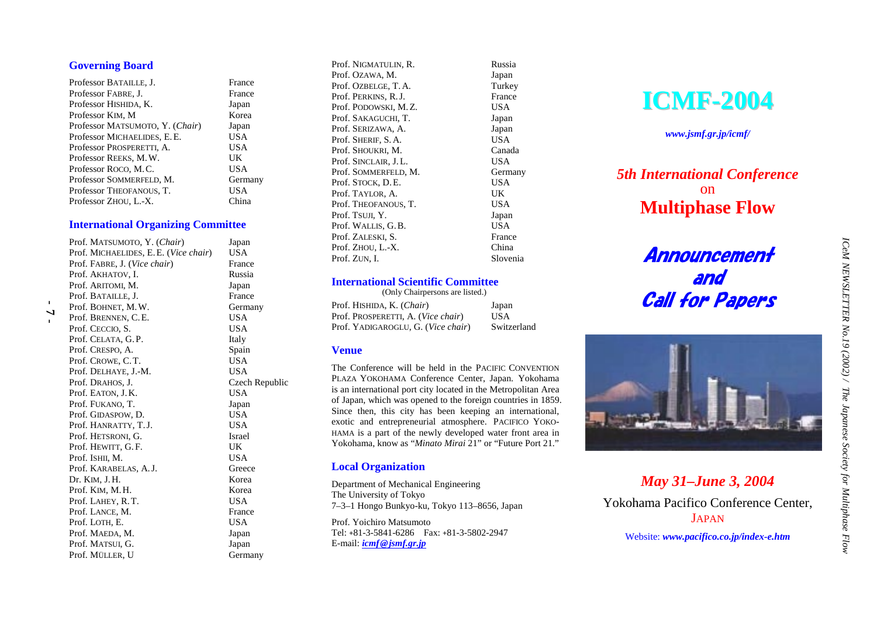## Governing Board

| | |
|---|---|
| Professor BATAILLE, J. | France |
| Professor FABRE, J. | France |
| Professor HISHIDA, K. | Japan |
| Professor KIM, M | Korea |
| Professor MATSUMOTO, Y. (*Chair*) | Japan |
| Professor MICHAELIDES, E. E. | USA |
| Professor PROSPERETTI, A. | USA |
| Professor REEKS, M. W. | UK |
| Professor ROCO, M. C. | USA |
| Professor SOMMERFELD, M. | Germany |
| Professor THEOFANOUS, T. | USA |
| Professor ZHOU, L.-X. | China |

## International Organizing Committee

| | |
|---|---|
| Prof. MATSUMOTO, Y. (*Chair*) | Japan |
| Prof. MICHAELIDES, E. E. (*Vice chair*) | USA |
| Prof. FABRE, J. (*Vice chair*) | France |
| Prof. AKHATOV, I. | Russia |
| Prof. ARITOMI, M. | Japan |
| Prof. BATAILLE, J. | France |
| Prof. BOHNET, M. W. | Germany |
| Prof. BRENNEN, C. E. | USA |
| Prof. CECCIO, S. | USA |
| Prof. CELATA, G. P. | Italy |
| Prof. CRESPO, A. | Spain |
| Prof. CROWE, C. T. | USA |
| Prof. DELHAYE, J.-M. | USA |
| Prof. DRAHOS, J. | Czech Republic |
| Prof. EATON, J. K. | USA |
| Prof. FUKANO, T. | Japan |
| Prof. GIDASPOW, D. | USA |
| Prof. HANRATTY, T. J. | USA |
| Prof. HETSRONI, G. | Israel |
| Prof. HEWITT, G. F. | UK |
| Prof. ISHII, M. | USA |
| Prof. KARABELAS, A. J. | Greece |
| Dr. KIM, J. H. | Korea |
| Prof. KIM, M. H. | Korea |
| Prof. LAHEY, R. T. | USA |
| Prof. LANCE, M. | France |
| Prof. LOTH, E. | USA |
| Prof. MAEDA, M. | Japan |
| Prof. MATSUI, G. | Japan |
| Prof. MÜLLER, U | Germany |
| Prof. NIGMATULIN, R. | Russia |
| Prof. OZAWA, M. | Japan |
| Prof. OZBELGE, T. A. | Turkey |
| Prof. PERKINS, R. J. | France |
| Prof. PODOWSKI, M. Z. | USA |
| Prof. SAKAGUCHI, T. | Japan |
| Prof. SERIZAWA, A. | Japan |
| Prof. SHERIF, S. A. | USA |
| Prof. SHOUKRI, M. | Canada |
| Prof. SINCLAIR, J. L. | USA |
| Prof. SOMMERFELD, M. | Germany |
| Prof. STOCK, D. E. | USA |
| Prof. TAYLOR, A. | UK |
| Prof. THEOFANOUS, T. | USA |
| Prof. TSUJI, Y. | Japan |
| Prof. WALLIS, G. B. | USA |
| Prof. ZALESKI, S. | France |
| Prof. ZHOU, L.-X. | China |
| Prof. ZUN, I. | Slovenia |

## International Scientific Committee

(Only Chairpersons are listed.)

| | |
|---|---|
| Prof. HISHIDA, K. (*Chair*) | Japan |
| Prof. PROSPERETTI, A. (*Vice chair*) | USA |
| Prof. YADIGAROGLU, G. (*Vice chair*) | Switzerland |

## Venue

The Conference will be held in the PACIFIC CONVENTION PLAZA YOKOHAMA Conference Center, Japan. Yokohama is an international port city located in the Metropolitan Area of Japan, which was opened to the foreign countries in 1859. Since then, this city has been keeping an international, exotic and entrepreneurial atmosphere. PACIFICO YOKOHAMA is a part of the newly developed water front area in Yokohama, know as "*Minato Mirai* 21" or "Future Port 21."

## Local Organization

Department of Mechanical Engineering
The University of Tokyo
7–3–1 Hongo Bunkyo-ku, Tokyo 113–8656, Japan

Prof. Yoichiro Matsumoto
Tel: +81-3-5841-6286 Fax: +81-3-5802-2947
E-mail: ***icmf@jsmf.gr.jp***

# ICMF-2004

***www.jsmf.gr.jp/icmf/***

***5th International Conference***
on
**Multiphase Flow**

***Announcement and Call for Papers***

***May 31–June 3, 2004***

Yokohama Pacifico Conference Center, JAPAN

Website: ***www.pacifico.co.jp/index-e.htm***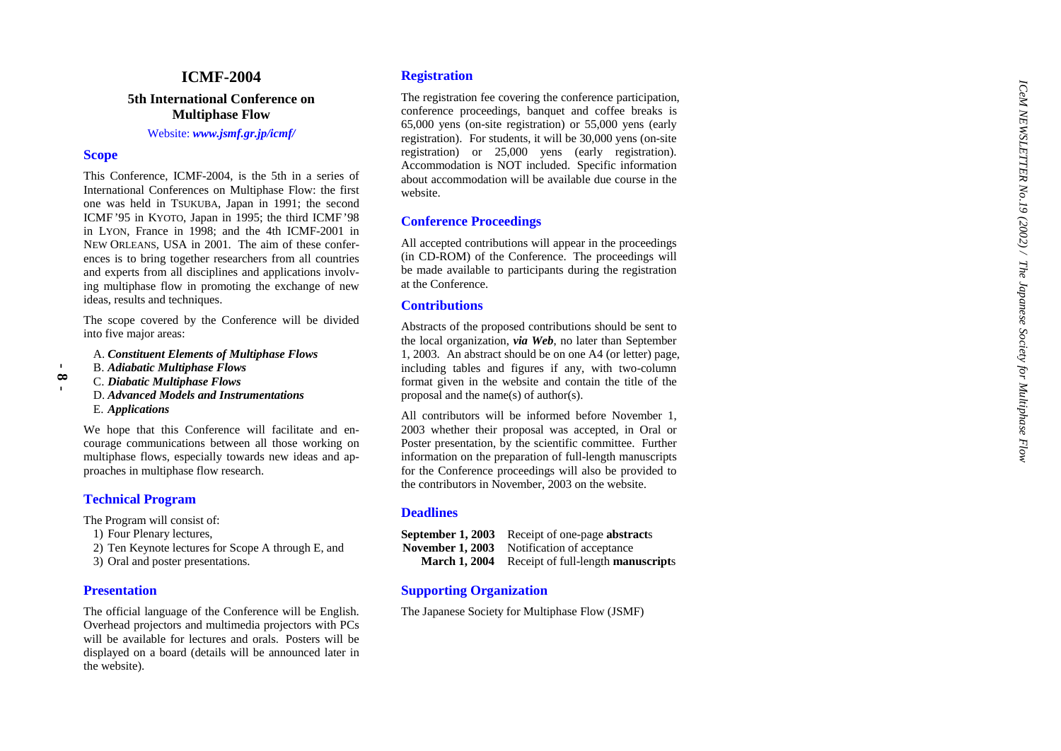# ICMF-2004

## 5th International Conference on Multiphase Flow

Website: ***www.jsmf.gr.jp/icmf/***

### Scope

This Conference, ICMF-2004, is the 5th in a series of International Conferences on Multiphase Flow: the first one was held in TSUKUBA, Japan in 1991; the second ICMF '95 in KYOTO, Japan in 1995; the third ICMF '98 in LYON, France in 1998; and the 4th ICMF-2001 in NEW ORLEANS, USA in 2001. The aim of these conferences is to bring together researchers from all countries and experts from all disciplines and applications involving multiphase flow in promoting the exchange of new ideas, results and techniques.

The scope covered by the Conference will be divided into five major areas:

A. ***Constituent Elements of Multiphase Flows***
B. ***Adiabatic Multiphase Flows***
C. ***Diabatic Multiphase Flows***
D. ***Advanced Models and Instrumentations***
E. ***Applications***

We hope that this Conference will facilitate and encourage communications between all those working on multiphase flows, especially towards new ideas and approaches in multiphase flow research.

### Technical Program

The Program will consist of:

1) Four Plenary lectures,
2) Ten Keynote lectures for Scope A through E, and
3) Oral and poster presentations.

### Presentation

The official language of the Conference will be English. Overhead projectors and multimedia projectors with PCs will be available for lectures and orals. Posters will be displayed on a board (details will be announced later in the website).

### Registration

The registration fee covering the conference participation, conference proceedings, banquet and coffee breaks is 65,000 yens (on-site registration) or 55,000 yens (early registration). For students, it will be 30,000 yens (on-site registration) or 25,000 yens (early registration). Accommodation is NOT included. Specific information about accommodation will be available due course in the website.

### Conference Proceedings

All accepted contributions will appear in the proceedings (in CD-ROM) of the Conference. The proceedings will be made available to participants during the registration at the Conference.

### Contributions

Abstracts of the proposed contributions should be sent to the local organization, ***via Web***, no later than September 1, 2003. An abstract should be on one A4 (or letter) page, including tables and figures if any, with two-column format given in the website and contain the title of the proposal and the name(s) of author(s).

All contributors will be informed before November 1, 2003 whether their proposal was accepted, in Oral or Poster presentation, by the scientific committee. Further information on the preparation of full-length manuscripts for the Conference proceedings will also be provided to the contributors in November, 2003 on the website.

### Deadlines

| | |
|---|---|
| **September 1, 2003** | Receipt of one-page **abstract**s |
| **November 1, 2003** | Notification of acceptance |
| **March 1, 2004** | Receipt of full-length **manuscript**s |

### Supporting Organization

The Japanese Society for Multiphase Flow (JSMF)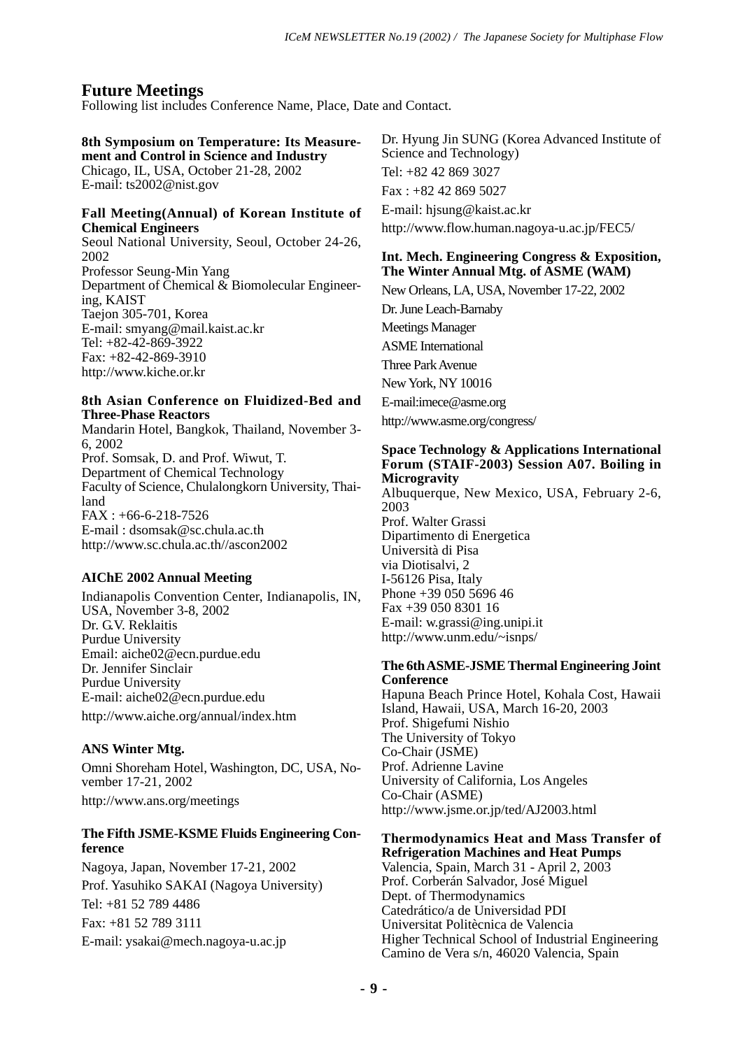## Future Meetings

Following list includes Conference Name, Place, Date and Contact.

**8th Symposium on Temperature: Its Measurement and Control in Science and Industry**
Chicago, IL, USA, October 21-28, 2002
E-mail: ts2002@nist.gov

**Fall Meeting(Annual) of Korean Institute of Chemical Engineers**
Seoul National University, Seoul, October 24-26, 2002
Professor Seung-Min Yang
Department of Chemical & Biomolecular Engineering, KAIST
Taejon 305-701, Korea
E-mail: smyang@mail.kaist.ac.kr
Tel: +82-42-869-3922
Fax: +82-42-869-3910
http://www.kiche.or.kr

**8th Asian Conference on Fluidized-Bed and Three-Phase Reactors**
Mandarin Hotel, Bangkok, Thailand, November 3-6, 2002
Prof. Somsak, D. and Prof. Wiwut, T.
Department of Chemical Technology
Faculty of Science, Chulalongkorn University, Thailand
FAX : +66-6-218-7526
E-mail : dsomsak@sc.chula.ac.th
http://www.sc.chula.ac.th//ascon2002

**AIChE 2002 Annual Meeting**
Indianapolis Convention Center, Indianapolis, IN, USA, November 3-8, 2002
Dr. G.V. Reklaitis
Purdue University
Email: aiche02@ecn.purdue.edu
Dr. Jennifer Sinclair
Purdue University
E-mail: aiche02@ecn.purdue.edu
http://www.aiche.org/annual/index.htm

**ANS Winter Mtg.**
Omni Shoreham Hotel, Washington, DC, USA, November 17-21, 2002
http://www.ans.org/meetings

**The Fifth JSME-KSME Fluids Engineering Conference**
Nagoya, Japan, November 17-21, 2002
Prof. Yasuhiko SAKAI (Nagoya University)
Tel: +81 52 789 4486
Fax: +81 52 789 3111
E-mail: ysakai@mech.nagoya-u.ac.jp
Dr. Hyung Jin SUNG (Korea Advanced Institute of Science and Technology)
Tel: +82 42 869 3027
Fax : +82 42 869 5027
E-mail: hjsung@kaist.ac.kr
http://www.flow.human.nagoya-u.ac.jp/FEC5/

**Int. Mech. Engineering Congress & Exposition, The Winter Annual Mtg. of ASME (WAM)**
New Orleans, LA, USA, November 17-22, 2002
Dr. June Leach-Barnaby
Meetings Manager
ASME International
Three Park Avenue
New York, NY 10016
E-mail:imece@asme.org
http://www.asme.org/congress/

**Space Technology & Applications International Forum (STAIF-2003) Session A07. Boiling in Microgravity**
Albuquerque, New Mexico, USA, February 2-6, 2003
Prof. Walter Grassi
Dipartimento di Energetica
Università di Pisa
via Diotisalvi, 2
I-56126 Pisa, Italy
Phone +39 050 5696 46
Fax +39 050 8301 16
E-mail: w.grassi@ing.unipi.it
http://www.unm.edu/~isnps/

**The 6th ASME-JSME Thermal Engineering Joint Conference**
Hapuna Beach Prince Hotel, Kohala Cost, Hawaii Island, Hawaii, USA, March 16-20, 2003
Prof. Shigefumi Nishio
The University of Tokyo
Co-Chair (JSME)
Prof. Adrienne Lavine
University of California, Los Angeles
Co-Chair (ASME)
http://www.jsme.or.jp/ted/AJ2003.html

**Thermodynamics Heat and Mass Transfer of Refrigeration Machines and Heat Pumps**
Valencia, Spain, March 31 - April 2, 2003
Prof. Corberán Salvador, José Miguel
Dept. of Thermodynamics
Catedrático/a de Universidad PDI
Universitat Politècnica de Valencia
Higher Technical School of Industrial Engineering
Camino de Vera s/n, 46020 Valencia, Spain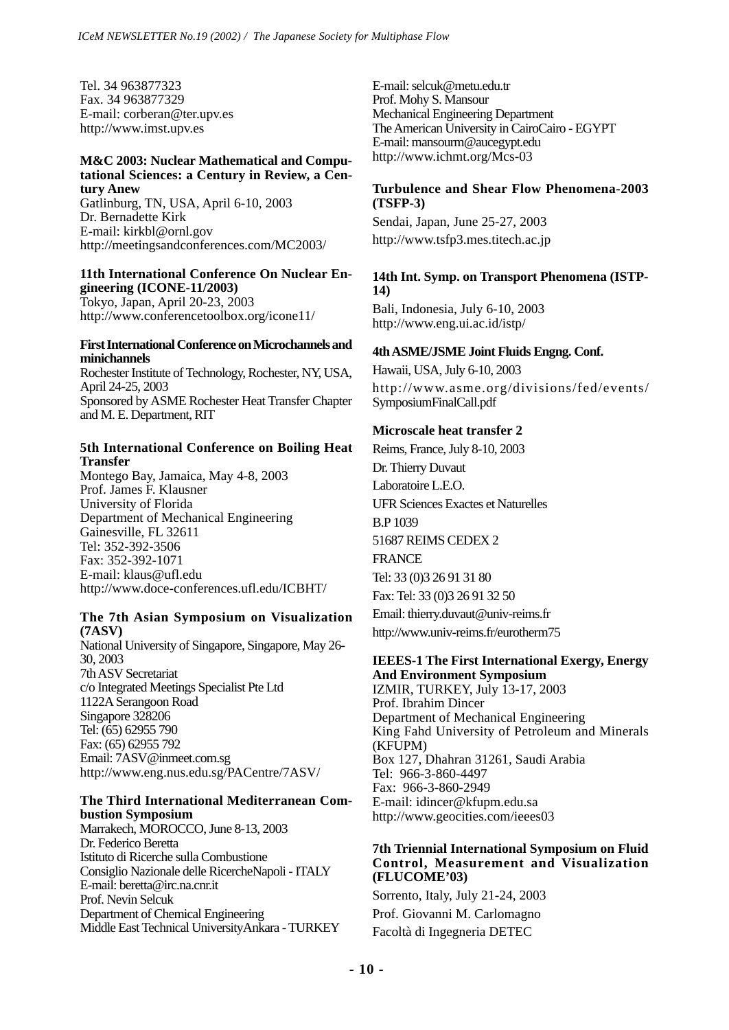Tel. 34 963877323
Fax. 34 963877329
E-mail: corberan@ter.upv.es
http://www.imst.upv.es

**M&C 2003: Nuclear Mathematical and Computational Sciences: a Century in Review, a Century Anew**
Gatlinburg, TN, USA, April 6-10, 2003
Dr. Bernadette Kirk
E-mail: kirkbl@ornl.gov
http://meetingsandconferences.com/MC2003/

**11th International Conference On Nuclear Engineering (ICONE-11/2003)**
Tokyo, Japan, April 20-23, 2003
http://www.conferencetoolbox.org/icone11/

**First International Conference on Microchannels and minichannels**
Rochester Institute of Technology, Rochester, NY, USA, April 24-25, 2003
Sponsored by ASME Rochester Heat Transfer Chapter and M. E. Department, RIT

**5th International Conference on Boiling Heat Transfer**
Montego Bay, Jamaica, May 4-8, 2003
Prof. James F. Klausner
University of Florida
Department of Mechanical Engineering
Gainesville, FL 32611
Tel: 352-392-3506
Fax: 352-392-1071
E-mail: klaus@ufl.edu
http://www.doce-conferences.ufl.edu/ICBHT/

**The 7th Asian Symposium on Visualization (7ASV)**
National University of Singapore, Singapore, May 26-30, 2003
7th ASV Secretariat
c/o Integrated Meetings Specialist Pte Ltd
1122A Serangoon Road
Singapore 328206
Tel: (65) 62955 790
Fax: (65) 62955 792
Email: 7ASV@inmeet.com.sg
http://www.eng.nus.edu.sg/PACentre/7ASV/

**The Third International Mediterranean Combustion Symposium**
Marrakech, MOROCCO, June 8-13, 2003
Dr. Federico Beretta
Istituto di Ricerche sulla Combustione
Consiglio Nazionale delle RicercheNapoli - ITALY
E-mail: beretta@irc.na.cnr.it
Prof. Nevin Selcuk
Department of Chemical Engineering
Middle East Technical UniversityAnkara - TURKEY
E-mail: selcuk@metu.edu.tr
Prof. Mohy S. Mansour
Mechanical Engineering Department
The American University in CairoCairo - EGYPT
E-mail: mansourm@aucegypt.edu
http://www.ichmt.org/Mcs-03

**Turbulence and Shear Flow Phenomena-2003 (TSFP-3)**
Sendai, Japan, June 25-27, 2003
http://www.tsfp3.mes.titech.ac.jp

**14th Int. Symp. on Transport Phenomena (ISTP-14)**
Bali, Indonesia, July 6-10, 2003
http://www.eng.ui.ac.id/istp/

**4th ASME/JSME Joint Fluids Engng. Conf.**
Hawaii, USA, July 6-10, 2003
http://www.asme.org/divisions/fed/events/SymposiumFinalCall.pdf

**Microscale heat transfer 2**
Reims, France, July 8-10, 2003
Dr. Thierry Duvaut
Laboratoire L.E.O.
UFR Sciences Exactes et Naturelles
B.P 1039
51687 REIMS CEDEX 2
FRANCE
Tel: 33 (0)3 26 91 31 80
Fax: Tel: 33 (0)3 26 91 32 50
Email: thierry.duvaut@univ-reims.fr
http://www.univ-reims.fr/eurotherm75

**IEEES-1 The First International Exergy, Energy And Environment Symposium**
IZMIR, TURKEY, July 13-17, 2003
Prof. Ibrahim Dincer
Department of Mechanical Engineering
King Fahd University of Petroleum and Minerals (KFUPM)
Box 127, Dhahran 31261, Saudi Arabia
Tel: 966-3-860-4497
Fax: 966-3-860-2949
E-mail: idincer@kfupm.edu.sa
http://www.geocities.com/ieees03

**7th Triennial International Symposium on Fluid Control, Measurement and Visualization (FLUCOME'03)**
Sorrento, Italy, July 21-24, 2003
Prof. Giovanni M. Carlomagno
Facoltà di Ingegneria DETEC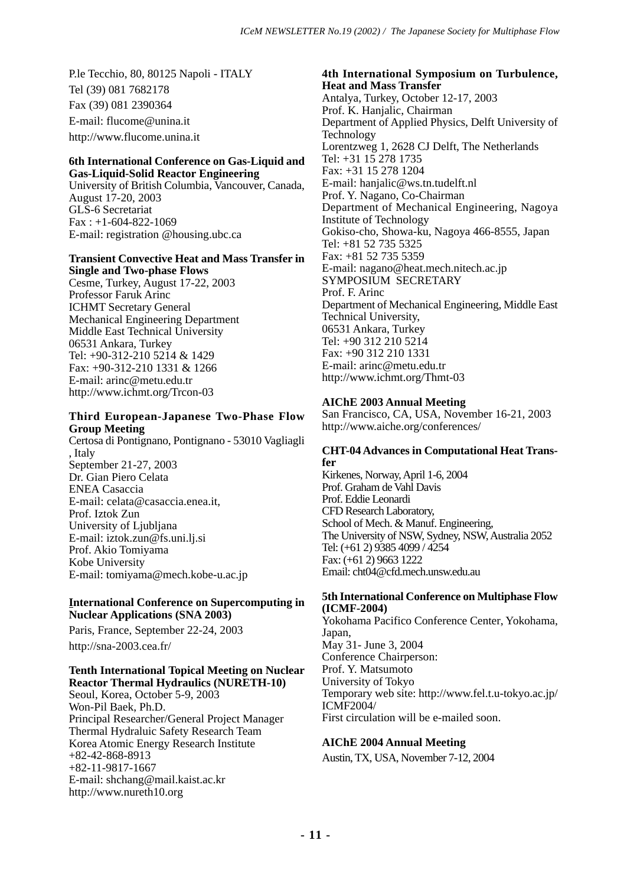P.le Tecchio, 80, 80125 Napoli - ITALY

Tel (39) 081 7682178

Fax (39) 081 2390364

E-mail: flucome@unina.it

http://www.flucome.unina.it

**6th International Conference on Gas-Liquid and Gas-Liquid-Solid Reactor Engineering**
University of British Columbia, Vancouver, Canada, August 17-20, 2003
GLS-6 Secretariat
Fax : +1-604-822-1069
E-mail: registration @housing.ubc.ca

**Transient Convective Heat and Mass Transfer in Single and Two-phase Flows**
Cesme, Turkey, August 17-22, 2003
Professor Faruk Arinc
ICHMT Secretary General
Mechanical Engineering Department
Middle East Technical University
06531 Ankara, Turkey
Tel: +90-312-210 5214 & 1429
Fax: +90-312-210 1331 & 1266
E-mail: arinc@metu.edu.tr
http://www.ichmt.org/Trcon-03

**Third European-Japanese Two-Phase Flow Group Meeting**
Certosa di Pontignano, Pontignano - 53010 Vagliagli , Italy
September 21-27, 2003
Dr. Gian Piero Celata
ENEA Casaccia
E-mail: celata@casaccia.enea.it,
Prof. Iztok Zun
University of Ljubljana
E-mail: iztok.zun@fs.uni.lj.si
Prof. Akio Tomiyama
Kobe University
E-mail: tomiyama@mech.kobe-u.ac.jp

**International Conference on Supercomputing in Nuclear Applications (SNA 2003)**

Paris, France, September 22-24, 2003

http://sna-2003.cea.fr/

**Tenth International Topical Meeting on Nuclear Reactor Thermal Hydraulics (NURETH-10)**
Seoul, Korea, October 5-9, 2003
Won-Pil Baek, Ph.D.
Principal Researcher/General Project Manager
Thermal Hydraluic Safety Research Team
Korea Atomic Energy Research Institute
+82-42-868-8913
+82-11-9817-1667
E-mail: shchang@mail.kaist.ac.kr
http://www.nureth10.org

**4th International Symposium on Turbulence, Heat and Mass Transfer**
Antalya, Turkey, October 12-17, 2003
Prof. K. Hanjalic, Chairman
Department of Applied Physics, Delft University of Technology
Lorentzweg 1, 2628 CJ Delft, The Netherlands
Tel: +31 15 278 1735
Fax: +31 15 278 1204
E-mail: hanjalic@ws.tn.tudelft.nl
Prof. Y. Nagano, Co-Chairman
Department of Mechanical Engineering, Nagoya Institute of Technology
Gokiso-cho, Showa-ku, Nagoya 466-8555, Japan
Tel: +81 52 735 5325
Fax: +81 52 735 5359
E-mail: nagano@heat.mech.nitech.ac.jp
SYMPOSIUM SECRETARY
Prof. F. Arinc
Department of Mechanical Engineering, Middle East Technical University,
06531 Ankara, Turkey
Tel: +90 312 210 5214
Fax: +90 312 210 1331
E-mail: arinc@metu.edu.tr
http://www.ichmt.org/Thmt-03

**AIChE 2003 Annual Meeting**
San Francisco, CA, USA, November 16-21, 2003
http://www.aiche.org/conferences/

**CHT-04 Advances in Computational Heat Transfer**
Kirkenes, Norway, April 1-6, 2004
Prof. Graham de Vahl Davis
Prof. Eddie Leonardi
CFD Research Laboratory,
School of Mech. & Manuf. Engineering,
The University of NSW, Sydney, NSW, Australia 2052
Tel: (+61 2) 9385 4099 / 4254
Fax: (+61 2) 9663 1222
Email: cht04@cfd.mech.unsw.edu.au

**5th International Conference on Multiphase Flow (ICMF-2004)**
Yokohama Pacifico Conference Center, Yokohama, Japan,
May 31- June 3, 2004
Conference Chairperson:
Prof. Y. Matsumoto
University of Tokyo
Temporary web site: http://www.fel.t.u-tokyo.ac.jp/ICMF2004/
First circulation will be e-mailed soon.

**AIChE 2004 Annual Meeting**
Austin, TX, USA, November 7-12, 2004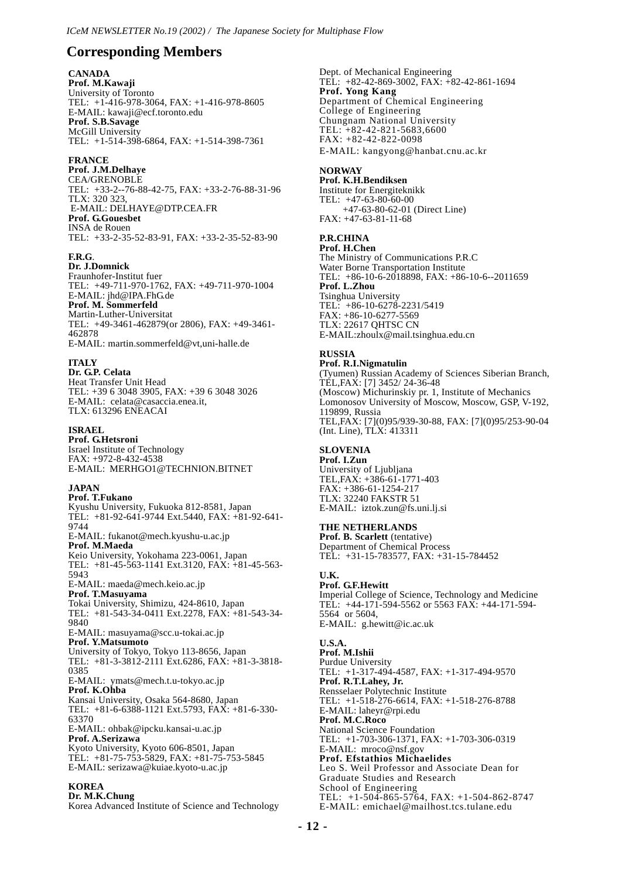# Corresponding Members

**CANADA**
**Prof. M.Kawaji**
University of Toronto
TEL: +1-416-978-3064, FAX: +1-416-978-8605
E-MAIL: kawaji@ecf.toronto.edu
**Prof. S.B.Savage**
McGill University
TEL: +1-514-398-6864, FAX: +1-514-398-7361

**FRANCE**
**Prof. J.M.Delhaye**
CEA/GRENOBLE
TEL: +33-2--76-88-42-75, FAX: +33-2-76-88-31-96
TLX: 320 323,
E-MAIL: DELHAYE@DTP.CEA.FR
**Prof. G.Gouesbet**
INSA de Rouen
TEL: +33-2-35-52-83-91, FAX: +33-2-35-52-83-90

**F.R.G.**
**Dr. J.Domnick**
Fraunhofer-Institut fuer
TEL: +49-711-970-1762, FAX: +49-711-970-1004
E-MAIL: jhd@IPA.FhG.de
**Prof. M. Sommerfeld**
Martin-Luther-Universitat
TEL: +49-3461-462879(or 2806), FAX: +49-3461-462878
E-MAIL: martin.sommerfeld@vt,uni-halle.de

**ITALY**
**Dr. G.P. Celata**
Heat Transfer Unit Head
TEL: +39 6 3048 3905, FAX: +39 6 3048 3026
E-MAIL: celata@casaccia.enea.it,
TLX: 613296 ENEACAI

**ISRAEL**
**Prof. G.Hetsroni**
Israel Institute of Technology
FAX: +972-8-432-4538
E-MAIL: MERHGO1@TECHNION.BITNET

**JAPAN**
**Prof. T.Fukano**
Kyushu University, Fukuoka 812-8581, Japan
TEL: +81-92-641-9744 Ext.5440, FAX: +81-92-641-9744
E-MAIL: fukanot@mech.kyushu-u.ac.jp
**Prof. M.Maeda**
Keio University, Yokohama 223-0061, Japan
TEL: +81-45-563-1141 Ext.3120, FAX: +81-45-563-5943
E-MAIL: maeda@mech.keio.ac.jp
**Prof. T.Masuyama**
Tokai University, Shimizu, 424-8610, Japan
TEL: +81-543-34-0411 Ext.2278, FAX: +81-543-34-9840
E-MAIL: masuyama@scc.u-tokai.ac.jp
**Prof. Y.Matsumoto**
University of Tokyo, Tokyo 113-8656, Japan
TEL: +81-3-3812-2111 Ext.6286, FAX: +81-3-3818-0385
E-MAIL: ymats@mech.t.u-tokyo.ac.jp
**Prof. K.Ohba**
Kansai University, Osaka 564-8680, Japan
TEL: +81-6-6388-1121 Ext.5793, FAX: +81-6-330-63370
E-MAIL: ohbak@ipcku.kansai-u.ac.jp
**Prof. A.Serizawa**
Kyoto University, Kyoto 606-8501, Japan
TEL: +81-75-753-5829, FAX: +81-75-753-5845
E-MAIL: serizawa@kuiae.kyoto-u.ac.jp

**KOREA**
**Dr. M.K.Chung**
Korea Advanced Institute of Science and Technology
Dept. of Mechanical Engineering
TEL: +82-42-869-3002, FAX: +82-42-861-1694
**Prof. Yong Kang**
Department of Chemical Engineering
College of Engineering
Chungnam National University
TEL: +82-42-821-5683,6600
FAX: +82-42-822-0098
E-MAIL: kangyong@hanbat.cnu.ac.kr

**NORWAY**
**Prof. K.H.Bendiksen**
Institute for Energiteknikk
TEL: +47-63-80-60-00
+47-63-80-62-01 (Direct Line)
FAX: +47-63-81-11-68

**P.R.CHINA**
**Prof. H.Chen**
The Ministry of Communications P.R.C
Water Borne Transportation Institute
TEL: +86-10-6-2018898, FAX: +86-10-6--2011659
**Prof. L.Zhou**
Tsinghua University
TEL: +86-10-6278-2231/5419
FAX: +86-10-6277-5569
TLX: 22617 QHTSC CN
E-MAIL:zhoulx@mail.tsinghua.edu.cn

**RUSSIA**
**Prof. R.I.Nigmatulin**
(Tyumen) Russian Academy of Sciences Siberian Branch,
TEL,FAX: [7] 3452/ 24-36-48
(Moscow) Michurinskiy pr. 1, Institute of Mechanics
Lomonosov University of Moscow, Moscow, GSP, V-192, 119899, Russia
TEL,FAX: [7](0)95/939-30-88, FAX: [7](0)95/253-90-04 (Int. Line), TLX: 413311

**SLOVENIA**
**Prof. I.Zun**
University of Ljubljana
TEL,FAX: +386-61-1771-403
FAX: +386-61-1254-217
TLX: 32240 FAKSTR 51
E-MAIL: iztok.zun@fs.uni.lj.si

**THE NETHERLANDS**
**Prof. B. Scarlett** (tentative)
Department of Chemical Process
TEL: +31-15-783577, FAX: +31-15-784452

**U.K.**
**Prof. G.F.Hewitt**
Imperial College of Science, Technology and Medicine
TEL: +44-171-594-5562 or 5563 FAX: +44-171-594-5564 or 5604,
E-MAIL: g.hewitt@ic.ac.uk

**U.S.A.**
**Prof. M.Ishii**
Purdue University
TEL: +1-317-494-4587, FAX: +1-317-494-9570
**Prof. R.T.Lahey, Jr.**
Rensselaer Polytechnic Institute
TEL: +1-518-276-6614, FAX: +1-518-276-8788
E-MAIL: laheyr@rpi.edu
**Prof. M.C.Roco**
National Science Foundation
TEL: +1-703-306-1371, FAX: +1-703-306-0319
E-MAIL: mroco@nsf.gov
**Prof. Efstathios Michaelides**
Leo S. Weil Professor and Associate Dean for Graduate Studies and Research
School of Engineering
TEL: +1-504-865-5764, FAX: +1-504-862-8747
E-MAIL: emichael@mailhost.tcs.tulane.edu